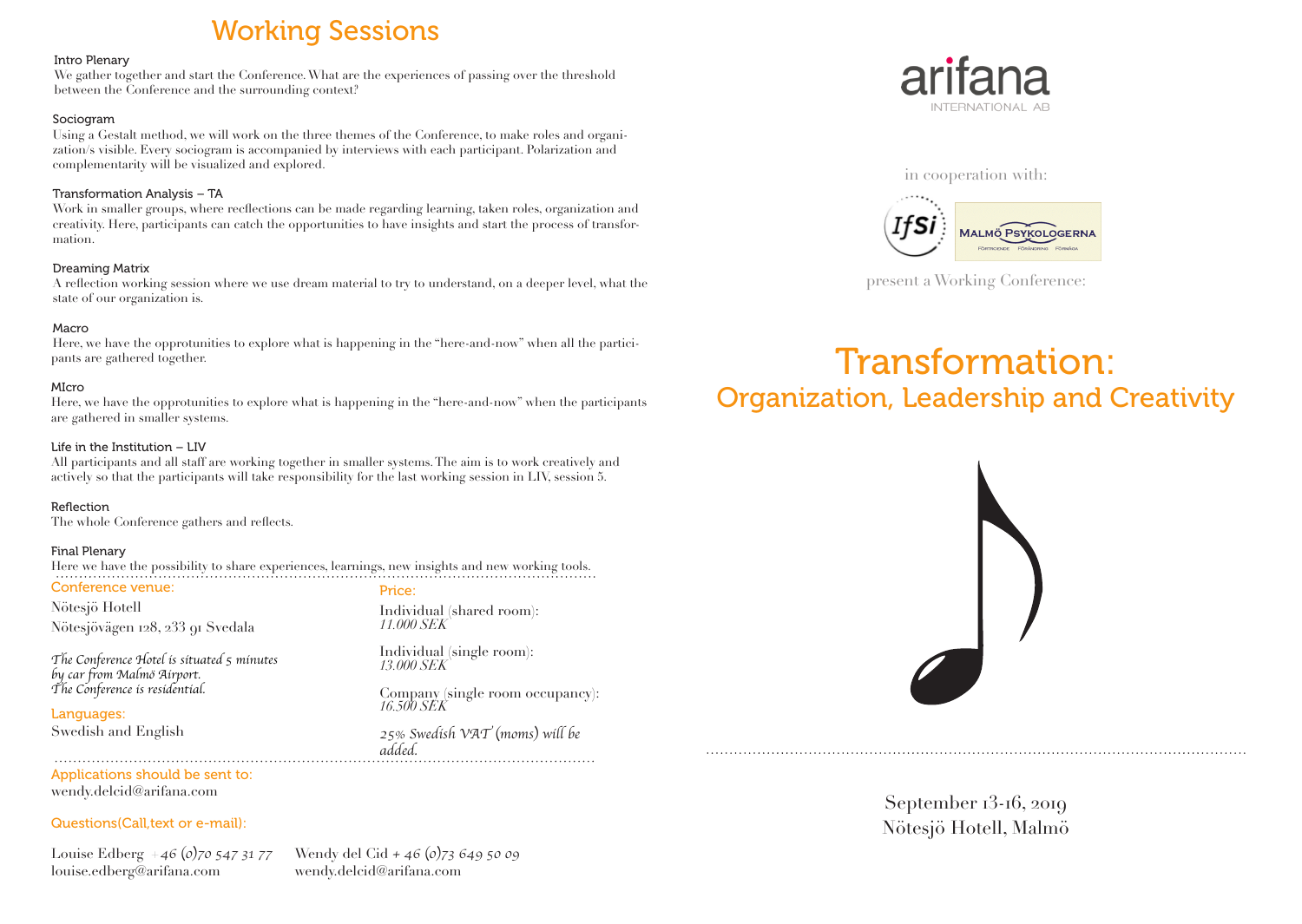# Working Sessions

### Intro Plenary

We gather together and start the Conference. What are the experiences of passing over the threshold between the Conference and the surrounding context?

### Sociogram

Using a Gestalt method, we will work on the three themes of the Conference, to make roles and organization/s visible. Every sociogram is accompanied by interviews with each participant. Polarization and complementarity will be visualized and explored.

### Transformation Analysis – TA

Work in smaller groups, where reflections can be made regarding learning, taken roles, organization and creativity. Here, participants can catch the opportunities to have insights and start the process of transformation.

### Dreaming Matrix

A reflection working session where we use dream material to try to understand, on a deeper level, what the state of our organization is.

### Macro

Here, we have the opprotunities to explore what is happening in the "here-and-now" when all the participants are gathered together.

### MIcro

Here, we have the opprotunities to explore what is happening in the "here-and-now" when the participants are gathered in smaller systems.

### Life in the Institution – LIV

All participants and all staff are working together in smaller systems. The aim is to work creatively and actively so that the participants will take responsibility for the last working session in LIV, session 5.

### Reflection

The whole Conference gathers and reflects.

### Final Plenary

Here we have the possibility to share experiences, learnings, new insights and new working tools.

---

**Conference venue:**

Nötesjö Hotell
Nötesjövägen 128, 233 91 Svedala

*The Conference Hotel is situated 5 minutes by car from Malmö Airport.*
*The Conference is residential.*

**Languages:**

Swedish and English

**Price:**

Individual (shared room):
*11.000 SEK*

Individual (single room):
*13.000 SEK*

Company (single room occupancy):
*16.500 SEK*

*25% Swedish VAT (moms) will be added.*

---

**Applications should be sent to:**

wendy.delcid@arifana.com

**Questions(Call,text or e-mail):**

Louise Edberg *+46 (0)70 547 31 77*
louise.edberg@arifana.com

Wendy del Cid *+ 46 (0)73 649 50 09*
wendy.delcid@arifana.com

---

arifana INTERNATIONAL AB

in cooperation with:

IfSi — MALMÖ PSYKOLOGERNA

present a Working Conference:

# Transformation:
## Organization, Leadership and Creativity

September 13-16, 2019
Nötesjö Hotell, Malmö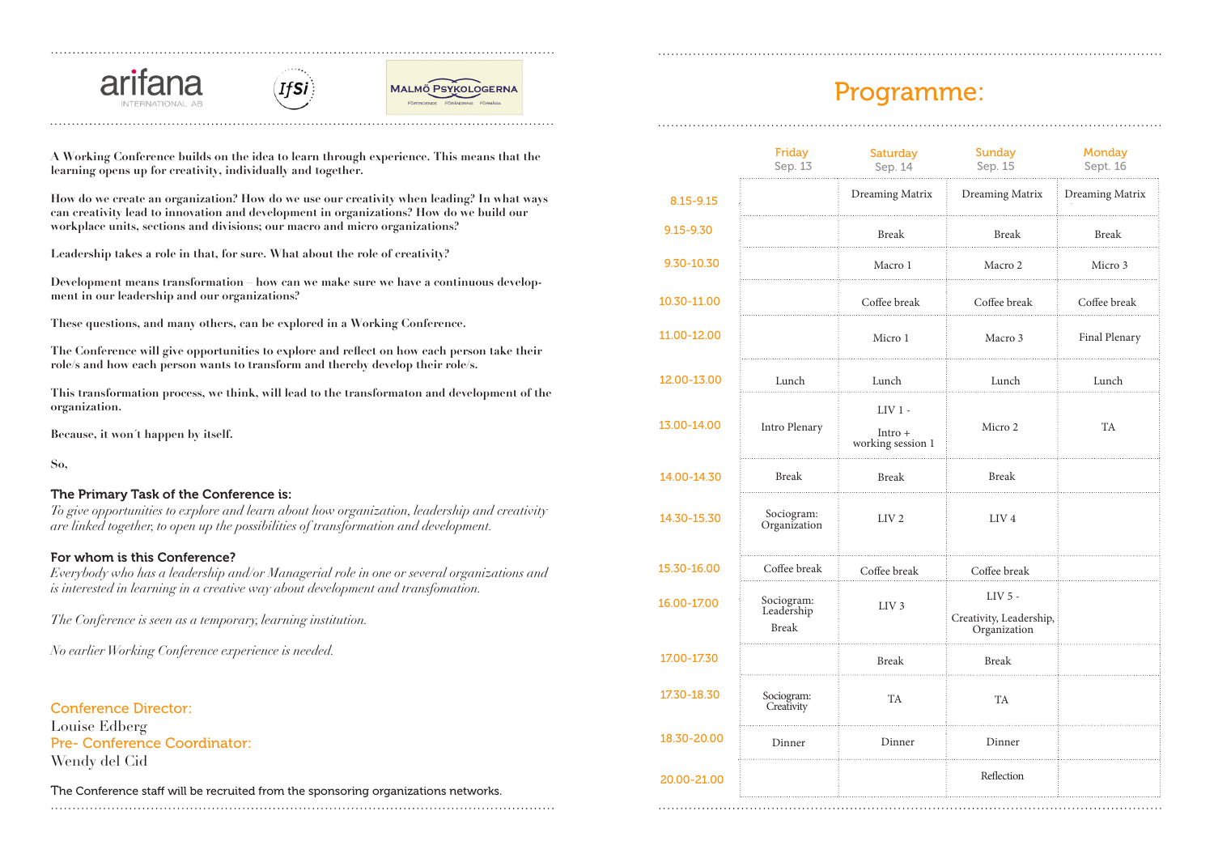arifana INTERNATIONAL AB

IfSi

MALMÖ PSYKOLOGERNA

**A Working Conference builds on the idea to learn through experience. This means that the learning opens up for creativity, individually and together.**

**How do we create an organization? How do we use our creativity when leading? In what ways can creativity lead to innovation and development in organizations? How do we build our workplace units, sections and divisions; our macro and micro organizations?**

**Leadership takes a role in that, for sure. What about the role of creativity?**

**Development means transformation – how can we make sure we have a continuous development in our leadership and our organizations?**

**These questions, and many others, can be explored in a Working Conference.**

**The Conference will give opportunities to explore and reflect on how each person take their role/s and how each person wants to transform and thereby develop their role/s.**

**This transformation process, we think, will lead to the transformaton and development of the organization.**

**Because, it won´t happen by itself.**

**So,**

### The Primary Task of the Conference is:

*To give opportunities to explore and learn about how organization, leadership and creativity are linked together, to open up the possibilities of transformation and development.*

### For whom is this Conference?

*Everybody who has a leadership and/or Managerial role in one or several organizations and is interested in learning in a creative way about development and transfomation.*

*The Conference is seen as a temporary, learning institution.*

*No earlier Working Conference experience is needed.*

Conference Director:
Louise Edberg
Pre- Conference Coordinator:
Wendy del Cid

The Conference staff will be recruited from the sponsoring organizations networks.

# Programme:

| | Friday Sep. 13 | Saturday Sep. 14 | Sunday Sep. 15 | Monday Sept. 16 |
|---|---|---|---|---|
| 8.15-9.15 | | Dreaming Matrix | Dreaming Matrix | Dreaming Matrix |
| 9.15-9.30 | | Break | Break | Break |
| 9.30-10.30 | | Macro 1 | Macro 2 | Micro 3 |
| 10.30-11.00 | | Coffee break | Coffee break | Coffee break |
| 11.00-12.00 | | Micro 1 | Macro 3 | Final Plenary |
| 12.00-13.00 | Lunch | Lunch | Lunch | Lunch |
| 13.00-14.00 | Intro Plenary | LIV 1 - Intro + working session 1 | Micro 2 | TA |
| 14.00-14.30 | Break | Break | Break | |
| 14.30-15.30 | Sociogram: Organization | LIV 2 | LIV 4 | |
| 15.30-16.00 | Coffee break | Coffee break | Coffee break | |
| 16.00-17.00 | Sociogram: Leadership Break | LIV 3 | LIV 5 - Creativity, Leadership, Organization | |
| 17.00-17.30 | | Break | Break | |
| 17.30-18.30 | Sociogram: Creativity | TA | TA | |
| 18.30-20.00 | Dinner | Dinner | Dinner | |
| 20.00-21.00 | | | Reflection | |